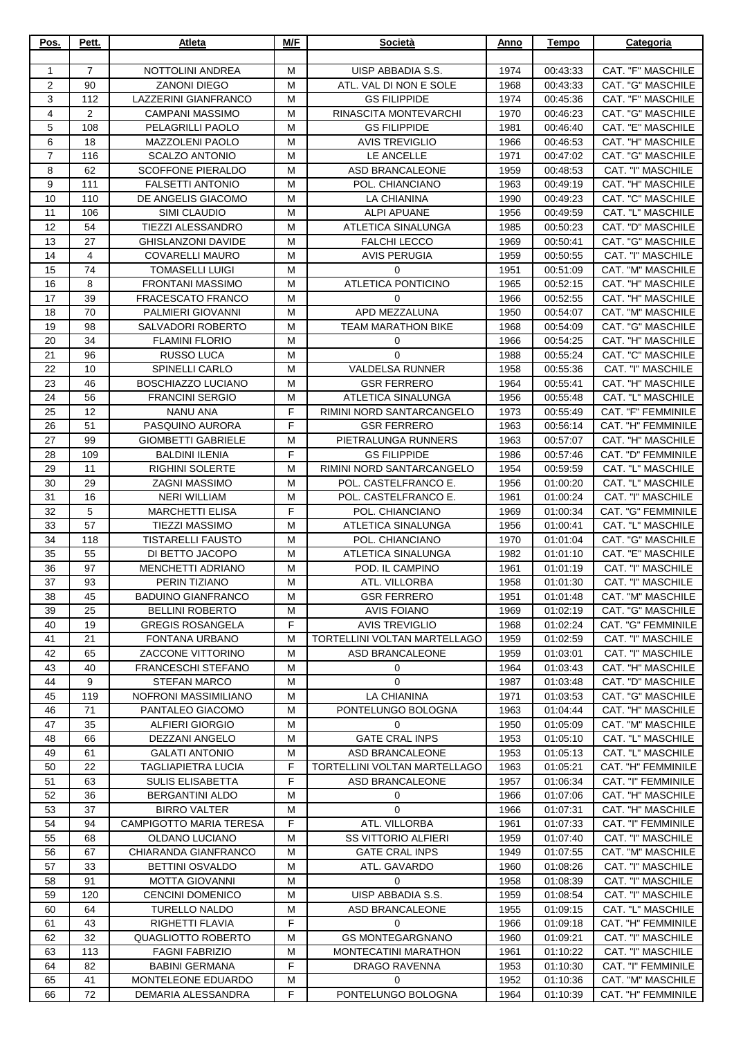| Pos. | Pett. | Atleta | M/F | Società | Anno | Tempo | Categoria |
|---|---|---|---|---|---|---|---|
| 1 | 7 | NOTTOLINI ANDREA | M | UISP ABBADIA S.S. | 1974 | 00:43:33 | CAT. "F" MASCHILE |
| 2 | 90 | ZANONI DIEGO | M | ATL. VAL DI NON E SOLE | 1968 | 00:43:33 | CAT. "G" MASCHILE |
| 3 | 112 | LAZZERINI GIANFRANCO | M | GS FILIPPIDE | 1974 | 00:45:36 | CAT. "F" MASCHILE |
| 4 | 2 | CAMPANI MASSIMO | M | RINASCITA MONTEVARCHI | 1970 | 00:46:23 | CAT. "G" MASCHILE |
| 5 | 108 | PELAGRILLI PAOLO | M | GS FILIPPIDE | 1981 | 00:46:40 | CAT. "E" MASCHILE |
| 6 | 18 | MAZZOLENI PAOLO | M | AVIS TREVIGLIO | 1966 | 00:46:53 | CAT. "H" MASCHILE |
| 7 | 116 | SCALZO ANTONIO | M | LE ANCELLE | 1971 | 00:47:02 | CAT. "G" MASCHILE |
| 8 | 62 | SCOFFONE PIERALDO | M | ASD BRANCALEONE | 1959 | 00:48:53 | CAT. "I" MASCHILE |
| 9 | 111 | FALSETTI ANTONIO | M | POL. CHIANCIANO | 1963 | 00:49:19 | CAT. "H" MASCHILE |
| 10 | 110 | DE ANGELIS GIACOMO | M | LA CHIANINA | 1990 | 00:49:23 | CAT. "C" MASCHILE |
| 11 | 106 | SIMI CLAUDIO | M | ALPI APUANE | 1956 | 00:49:59 | CAT. "L" MASCHILE |
| 12 | 54 | TIEZZI ALESSANDRO | M | ATLETICA SINALUNGA | 1985 | 00:50:23 | CAT. "D" MASCHILE |
| 13 | 27 | GHISLANZONI DAVIDE | M | FALCHI LECCO | 1969 | 00:50:41 | CAT. "G" MASCHILE |
| 14 | 4 | COVARELLI MAURO | M | AVIS PERUGIA | 1959 | 00:50:55 | CAT. "I" MASCHILE |
| 15 | 74 | TOMASELLI LUIGI | M | 0 | 1951 | 00:51:09 | CAT. "M" MASCHILE |
| 16 | 8 | FRONTANI MASSIMO | M | ATLETICA PONTICINO | 1965 | 00:52:15 | CAT. "H" MASCHILE |
| 17 | 39 | FRACESCATO FRANCO | M | 0 | 1966 | 00:52:55 | CAT. "H" MASCHILE |
| 18 | 70 | PALMIERI GIOVANNI | M | APD MEZZALUNA | 1950 | 00:54:07 | CAT. "M" MASCHILE |
| 19 | 98 | SALVADORI ROBERTO | M | TEAM MARATHON BIKE | 1968 | 00:54:09 | CAT. "G" MASCHILE |
| 20 | 34 | FLAMINI FLORIO | M | 0 | 1966 | 00:54:25 | CAT. "H" MASCHILE |
| 21 | 96 | RUSSO LUCA | M | 0 | 1988 | 00:55:24 | CAT. "C" MASCHILE |
| 22 | 10 | SPINELLI CARLO | M | VALDELSA RUNNER | 1958 | 00:55:36 | CAT. "I" MASCHILE |
| 23 | 46 | BOSCHIAZZO LUCIANO | M | GSR FERRERO | 1964 | 00:55:41 | CAT. "H" MASCHILE |
| 24 | 56 | FRANCINI SERGIO | M | ATLETICA SINALUNGA | 1956 | 00:55:48 | CAT. "L" MASCHILE |
| 25 | 12 | NANU ANA | F | RIMINI NORD SANTARCANGELO | 1973 | 00:55:49 | CAT. "F" FEMMINILE |
| 26 | 51 | PASQUINO AURORA | F | GSR FERRERO | 1963 | 00:56:14 | CAT. "H" FEMMINILE |
| 27 | 99 | GIOMBETTI GABRIELE | M | PIETRALUNGA RUNNERS | 1963 | 00:57:07 | CAT. "H" MASCHILE |
| 28 | 109 | BALDINI ILENIA | F | GS FILIPPIDE | 1986 | 00:57:46 | CAT. "D" FEMMINILE |
| 29 | 11 | RIGHINI SOLERTE | M | RIMINI NORD SANTARCANGELO | 1954 | 00:59:59 | CAT. "L" MASCHILE |
| 30 | 29 | ZAGNI MASSIMO | M | POL. CASTELFRANCO E. | 1956 | 01:00:20 | CAT. "L" MASCHILE |
| 31 | 16 | NERI WILLIAM | M | POL. CASTELFRANCO E. | 1961 | 01:00:24 | CAT. "I" MASCHILE |
| 32 | 5 | MARCHETTI ELISA | F | POL. CHIANCIANO | 1969 | 01:00:34 | CAT. "G" FEMMINILE |
| 33 | 57 | TIEZZI MASSIMO | M | ATLETICA SINALUNGA | 1956 | 01:00:41 | CAT. "L" MASCHILE |
| 34 | 118 | TISTARELLI FAUSTO | M | POL. CHIANCIANO | 1970 | 01:01:04 | CAT. "G" MASCHILE |
| 35 | 55 | DI BETTO JACOPO | M | ATLETICA SINALUNGA | 1982 | 01:01:10 | CAT. "E" MASCHILE |
| 36 | 97 | MENCHETTI ADRIANO | M | POD. IL CAMPINO | 1961 | 01:01:19 | CAT. "I" MASCHILE |
| 37 | 93 | PERIN TIZIANO | M | ATL. VILLORBA | 1958 | 01:01:30 | CAT. "I" MASCHILE |
| 38 | 45 | BADUINO GIANFRANCO | M | GSR FERRERO | 1951 | 01:01:48 | CAT. "M" MASCHILE |
| 39 | 25 | BELLINI ROBERTO | M | AVIS FOIANO | 1969 | 01:02:19 | CAT. "G" MASCHILE |
| 40 | 19 | GREGIS ROSANGELA | F | AVIS TREVIGLIO | 1968 | 01:02:24 | CAT. "G" FEMMINILE |
| 41 | 21 | FONTANA URBANO | M | TORTELLINI VOLTAN MARTELLAGO | 1959 | 01:02:59 | CAT. "I" MASCHILE |
| 42 | 65 | ZACCONE VITTORINO | M | ASD BRANCALEONE | 1959 | 01:03:01 | CAT. "I" MASCHILE |
| 43 | 40 | FRANCESCHI STEFANO | M | 0 | 1964 | 01:03:43 | CAT. "H" MASCHILE |
| 44 | 9 | STEFAN MARCO | M | 0 | 1987 | 01:03:48 | CAT. "D" MASCHILE |
| 45 | 119 | NOFRONI MASSIMILIANO | M | LA CHIANINA | 1971 | 01:03:53 | CAT. "G" MASCHILE |
| 46 | 71 | PANTALEO GIACOMO | M | PONTELUNGO BOLOGNA | 1963 | 01:04:44 | CAT. "H" MASCHILE |
| 47 | 35 | ALFIERI GIORGIO | M | 0 | 1950 | 01:05:09 | CAT. "M" MASCHILE |
| 48 | 66 | DEZZANI ANGELO | M | GATE CRAL INPS | 1953 | 01:05:10 | CAT. "L" MASCHILE |
| 49 | 61 | GALATI ANTONIO | M | ASD BRANCALEONE | 1953 | 01:05:13 | CAT. "L" MASCHILE |
| 50 | 22 | TAGLIAPIETRA LUCIA | F | TORTELLINI VOLTAN MARTELLAGO | 1963 | 01:05:21 | CAT. "H" FEMMINILE |
| 51 | 63 | SULIS ELISABETTA | F | ASD BRANCALEONE | 1957 | 01:06:34 | CAT. "I" FEMMINILE |
| 52 | 36 | BERGANTINI ALDO | M | 0 | 1966 | 01:07:06 | CAT. "H" MASCHILE |
| 53 | 37 | BIRRO VALTER | M | 0 | 1966 | 01:07:31 | CAT. "H" MASCHILE |
| 54 | 94 | CAMPIGOTTO MARIA TERESA | F | ATL. VILLORBA | 1961 | 01:07:33 | CAT. "I" FEMMINILE |
| 55 | 68 | OLDANO LUCIANO | M | SS VITTORIO ALFIERI | 1959 | 01:07:40 | CAT. "I" MASCHILE |
| 56 | 67 | CHIARANDA GIANFRANCO | M | GATE CRAL INPS | 1949 | 01:07:55 | CAT. "M" MASCHILE |
| 57 | 33 | BETTINI OSVALDO | M | ATL. GAVARDO | 1960 | 01:08:26 | CAT. "I" MASCHILE |
| 58 | 91 | MOTTA GIOVANNI | M | 0 | 1958 | 01:08:39 | CAT. "I" MASCHILE |
| 59 | 120 | CENCINI DOMENICO | M | UISP ABBADIA S.S. | 1959 | 01:08:54 | CAT. "I" MASCHILE |
| 60 | 64 | TURELLO NALDO | M | ASD BRANCALEONE | 1955 | 01:09:15 | CAT. "L" MASCHILE |
| 61 | 43 | RIGHETTI FLAVIA | F | 0 | 1966 | 01:09:18 | CAT. "H" FEMMINILE |
| 62 | 32 | QUAGLIOTTO ROBERTO | M | GS MONTEGARGNANO | 1960 | 01:09:21 | CAT. "I" MASCHILE |
| 63 | 113 | FAGNI FABRIZIO | M | MONTECATINI MARATHON | 1961 | 01:10:22 | CAT. "I" MASCHILE |
| 64 | 82 | BABINI GERMANA | F | DRAGO RAVENNA | 1953 | 01:10:30 | CAT. "I" FEMMINILE |
| 65 | 41 | MONTELEONE EDUARDO | M | 0 | 1952 | 01:10:36 | CAT. "M" MASCHILE |
| 66 | 72 | DEMARIA ALESSANDRA | F | PONTELUNGO BOLOGNA | 1964 | 01:10:39 | CAT. "H" FEMMINILE |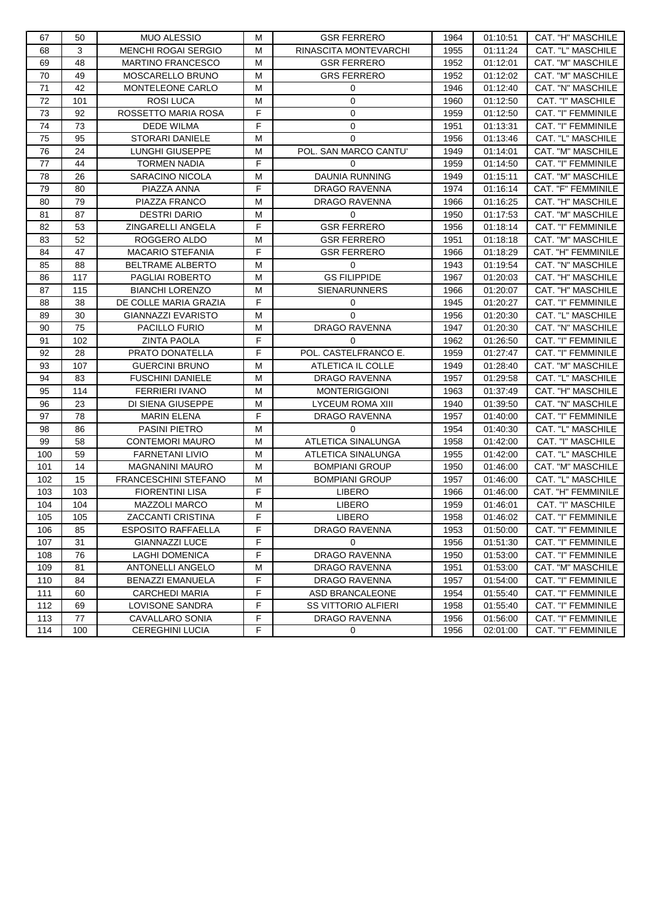| | | | | | | | |
|---|---|---|---|---|---|---|---|
| 67 | 50 | MUO ALESSIO | M | GSR FERRERO | 1964 | 01:10:51 | CAT. "H" MASCHILE |
| 68 | 3 | MENCHI ROGAI SERGIO | M | RINASCITA MONTEVARCHI | 1955 | 01:11:24 | CAT. "L" MASCHILE |
| 69 | 48 | MARTINO FRANCESCO | M | GSR FERRERO | 1952 | 01:12:01 | CAT. "M" MASCHILE |
| 70 | 49 | MOSCARELLO BRUNO | M | GRS FERRERO | 1952 | 01:12:02 | CAT. "M" MASCHILE |
| 71 | 42 | MONTELEONE CARLO | M | 0 | 1946 | 01:12:40 | CAT. "N" MASCHILE |
| 72 | 101 | ROSI LUCA | M | 0 | 1960 | 01:12:50 | CAT. "I" MASCHILE |
| 73 | 92 | ROSSETTO MARIA ROSA | F | 0 | 1959 | 01:12:50 | CAT. "I" FEMMINILE |
| 74 | 73 | DEDE WILMA | F | 0 | 1951 | 01:13:31 | CAT. "I" FEMMINILE |
| 75 | 95 | STORARI DANIELE | M | 0 | 1956 | 01:13:46 | CAT. "L" MASCHILE |
| 76 | 24 | LUNGHI GIUSEPPE | M | POL. SAN MARCO CANTU' | 1949 | 01:14:01 | CAT. "M" MASCHILE |
| 77 | 44 | TORMEN NADIA | F | 0 | 1959 | 01:14:50 | CAT. "I" FEMMINILE |
| 78 | 26 | SARACINO NICOLA | M | DAUNIA RUNNING | 1949 | 01:15:11 | CAT. "M" MASCHILE |
| 79 | 80 | PIAZZA ANNA | F | DRAGO RAVENNA | 1974 | 01:16:14 | CAT. "F" FEMMINILE |
| 80 | 79 | PIAZZA FRANCO | M | DRAGO RAVENNA | 1966 | 01:16:25 | CAT. "H" MASCHILE |
| 81 | 87 | DESTRI DARIO | M | 0 | 1950 | 01:17:53 | CAT. "M" MASCHILE |
| 82 | 53 | ZINGARELLI ANGELA | F | GSR FERRERO | 1956 | 01:18:14 | CAT. "I" FEMMINILE |
| 83 | 52 | ROGGERO ALDO | M | GSR FERRERO | 1951 | 01:18:18 | CAT. "M" MASCHILE |
| 84 | 47 | MACARIO STEFANIA | F | GSR FERRERO | 1966 | 01:18:29 | CAT. "H" FEMMINILE |
| 85 | 88 | BELTRAME ALBERTO | M | 0 | 1943 | 01:19:54 | CAT. "N" MASCHILE |
| 86 | 117 | PAGLIAI ROBERTO | M | GS FILIPPIDE | 1967 | 01:20:03 | CAT. "H" MASCHILE |
| 87 | 115 | BIANCHI LORENZO | M | SIENARUNNERS | 1966 | 01:20:07 | CAT. "H" MASCHILE |
| 88 | 38 | DE COLLE MARIA GRAZIA | F | 0 | 1945 | 01:20:27 | CAT. "I" FEMMINILE |
| 89 | 30 | GIANNAZZI EVARISTO | M | 0 | 1956 | 01:20:30 | CAT. "L" MASCHILE |
| 90 | 75 | PACILLO FURIO | M | DRAGO RAVENNA | 1947 | 01:20:30 | CAT. "N" MASCHILE |
| 91 | 102 | ZINTA PAOLA | F | 0 | 1962 | 01:26:50 | CAT. "I" FEMMINILE |
| 92 | 28 | PRATO DONATELLA | F | POL. CASTELFRANCO E. | 1959 | 01:27:47 | CAT. "I" FEMMINILE |
| 93 | 107 | GUERCINI BRUNO | M | ATLETICA IL COLLE | 1949 | 01:28:40 | CAT. "M" MASCHILE |
| 94 | 83 | FUSCHINI DANIELE | M | DRAGO RAVENNA | 1957 | 01:29:58 | CAT. "L" MASCHILE |
| 95 | 114 | FERRIERI IVANO | M | MONTERIGGIONI | 1963 | 01:37:49 | CAT. "H" MASCHILE |
| 96 | 23 | DI SIENA GIUSEPPE | M | LYCEUM ROMA XIII | 1940 | 01:39:50 | CAT. "N" MASCHILE |
| 97 | 78 | MARIN ELENA | F | DRAGO RAVENNA | 1957 | 01:40:00 | CAT. "I" FEMMINILE |
| 98 | 86 | PASINI PIETRO | M | 0 | 1954 | 01:40:30 | CAT. "L" MASCHILE |
| 99 | 58 | CONTEMORI MAURO | M | ATLETICA SINALUNGA | 1958 | 01:42:00 | CAT. "I" MASCHILE |
| 100 | 59 | FARNETANI LIVIO | M | ATLETICA SINALUNGA | 1955 | 01:42:00 | CAT. "L" MASCHILE |
| 101 | 14 | MAGNANINI MAURO | M | BOMPIANI GROUP | 1950 | 01:46:00 | CAT. "M" MASCHILE |
| 102 | 15 | FRANCESCHINI STEFANO | M | BOMPIANI GROUP | 1957 | 01:46:00 | CAT. "L" MASCHILE |
| 103 | 103 | FIORENTINI LISA | F | LIBERO | 1966 | 01:46:00 | CAT. "H" FEMMINILE |
| 104 | 104 | MAZZOLI MARCO | M | LIBERO | 1959 | 01:46:01 | CAT. "I" MASCHILE |
| 105 | 105 | ZACCANTI CRISTINA | F | LIBERO | 1958 | 01:46:02 | CAT. "I" FEMMINILE |
| 106 | 85 | ESPOSITO RAFFAELLA | F | DRAGO RAVENNA | 1953 | 01:50:00 | CAT. "I" FEMMINILE |
| 107 | 31 | GIANNAZZI LUCE | F | 0 | 1956 | 01:51:30 | CAT. "I" FEMMINILE |
| 108 | 76 | LAGHI DOMENICA | F | DRAGO RAVENNA | 1950 | 01:53:00 | CAT. "I" FEMMINILE |
| 109 | 81 | ANTONELLI ANGELO | M | DRAGO RAVENNA | 1951 | 01:53:00 | CAT. "M" MASCHILE |
| 110 | 84 | BENAZZI EMANUELA | F | DRAGO RAVENNA | 1957 | 01:54:00 | CAT. "I" FEMMINILE |
| 111 | 60 | CARCHEDI MARIA | F | ASD BRANCALEONE | 1954 | 01:55:40 | CAT. "I" FEMMINILE |
| 112 | 69 | LOVISONE SANDRA | F | SS VITTORIO ALFIERI | 1958 | 01:55:40 | CAT. "I" FEMMINILE |
| 113 | 77 | CAVALLARO SONIA | F | DRAGO RAVENNA | 1956 | 01:56:00 | CAT. "I" FEMMINILE |
| 114 | 100 | CEREGHINI LUCIA | F | 0 | 1956 | 02:01:00 | CAT. "I" FEMMINILE |